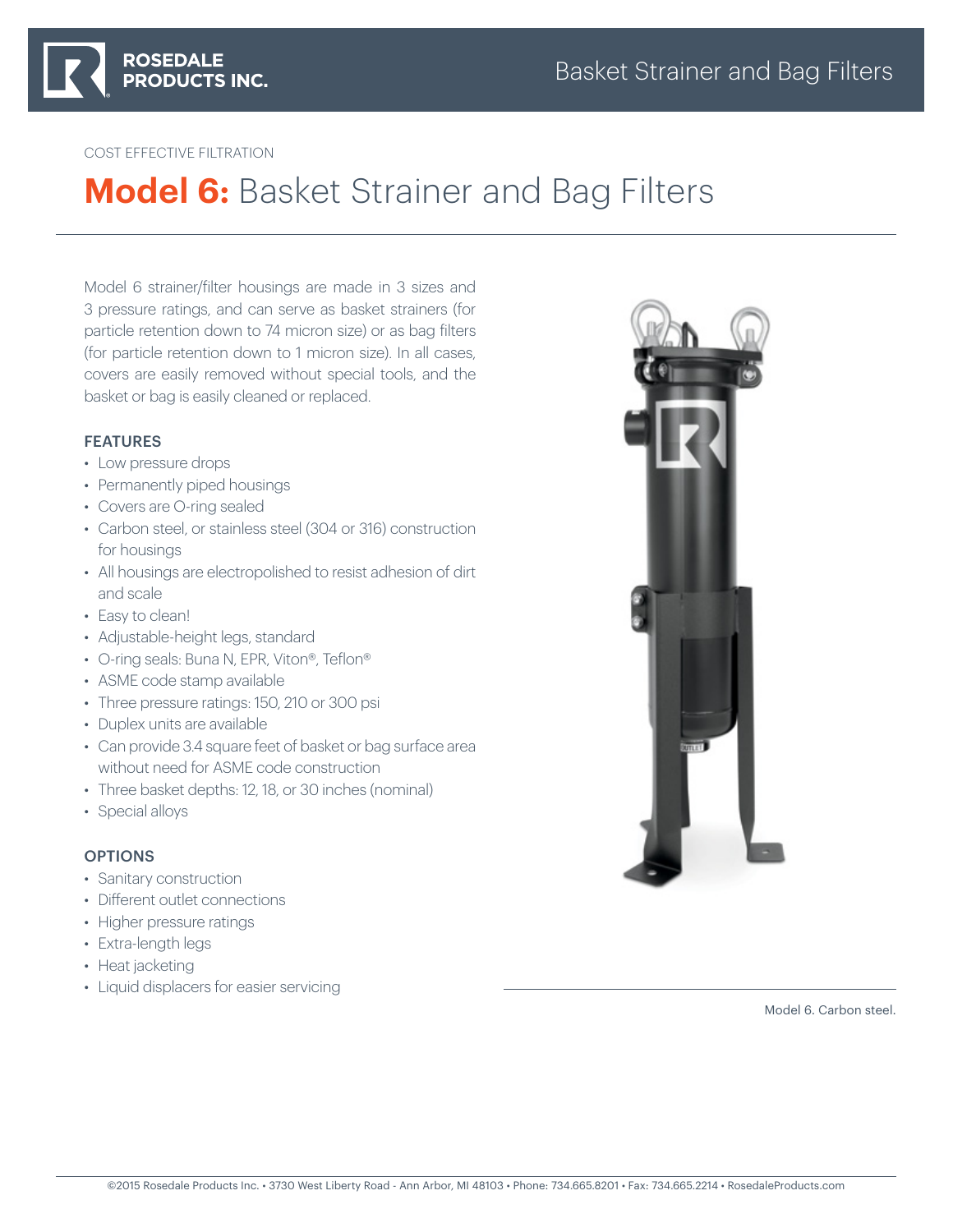COST EFFECTIVE FILTRATION

# Model 6: Basket Strainer and Bag Filters

Model 6 strainer/filter housings are made in 3 sizes and 3 pressure ratings, and can serve as basket strainers (for particle retention down to 74 micron size) or as bag filters (for particle retention down to 1 micron size). In all cases, covers are easily removed without special tools, and the basket or bag is easily cleaned or replaced.

## FEATURES

- Low pressure drops
- Permanently piped housings
- Covers are O-ring sealed
- Carbon steel, or stainless steel (304 or 316) construction for housings
- All housings are electropolished to resist adhesion of dirt and scale
- Easy to clean!
- Adjustable-height legs, standard
- O-ring seals: Buna N, EPR, Viton®, Teflon®
- ASME code stamp available
- Three pressure ratings: 150, 210 or 300 psi
- Duplex units are available
- Can provide 3.4 square feet of basket or bag surface area without need for ASME code construction
- Three basket depths: 12, 18, or 30 inches (nominal)
- Special alloys

## OPTIONS

- Sanitary construction
- Different outlet connections
- Higher pressure ratings
- Extra-length legs
- Heat jacketing
- Liquid displacers for easier servicing

Model 6. Carbon steel.

©2015 Rosedale Products Inc. • 3730 West Liberty Road - Ann Arbor, MI 48103 • Phone: 734.665.8201 • Fax: 734.665.2214 • RosedaleProducts.com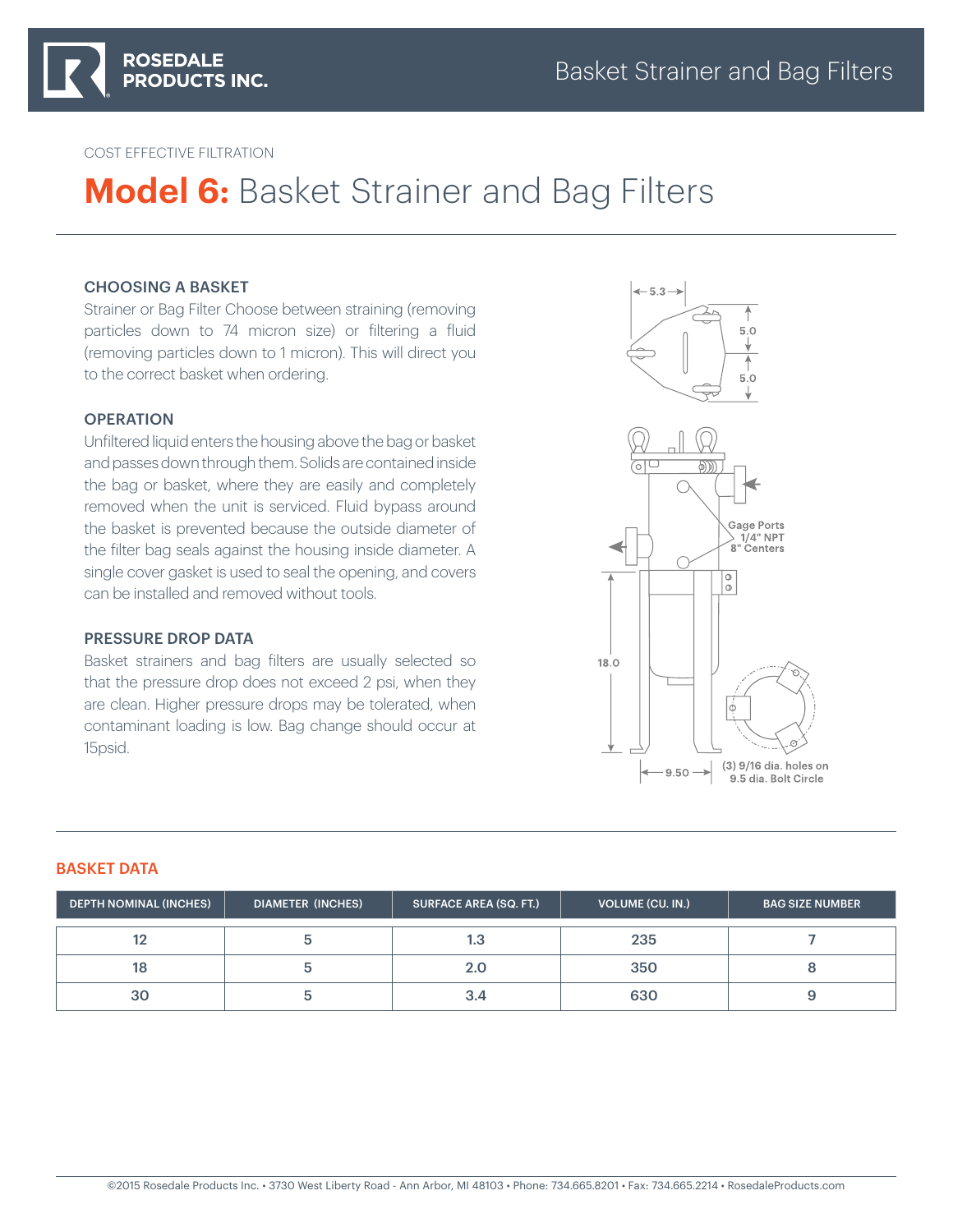COST EFFECTIVE FILTRATION

# Model 6: Basket Strainer and Bag Filters

### CHOOSING A BASKET

Strainer or Bag Filter Choose between straining (removing particles down to 74 micron size) or filtering a fluid (removing particles down to 1 micron). This will direct you to the correct basket when ordering.

### OPERATION

Unfiltered liquid enters the housing above the bag or basket and passes down through them. Solids are contained inside the bag or basket, where they are easily and completely removed when the unit is serviced. Fluid bypass around the basket is prevented because the outside diameter of the filter bag seals against the housing inside diameter. A single cover gasket is used to seal the opening, and covers can be installed and removed without tools.

### PRESSURE DROP DATA

Basket strainers and bag filters are usually selected so that the pressure drop does not exceed 2 psi, when they are clean. Higher pressure drops may be tolerated, when contaminant loading is low. Bag change should occur at 15psid.

5.3

5.0

5.0

Gage Ports
1/4" NPT
8" Centers

18.0

9.50

(3) 9/16 dia. holes on
9.5 dia. Bolt Circle

## BASKET DATA

| DEPTH NOMINAL (INCHES) | DIAMETER (INCHES) | SURFACE AREA (SQ. FT.) | VOLUME (CU. IN.) | BAG SIZE NUMBER |
|---|---|---|---|---|
| 12 | 5 | 1.3 | 235 | 7 |
| 18 | 5 | 2.0 | 350 | 8 |
| 30 | 5 | 3.4 | 630 | 9 |